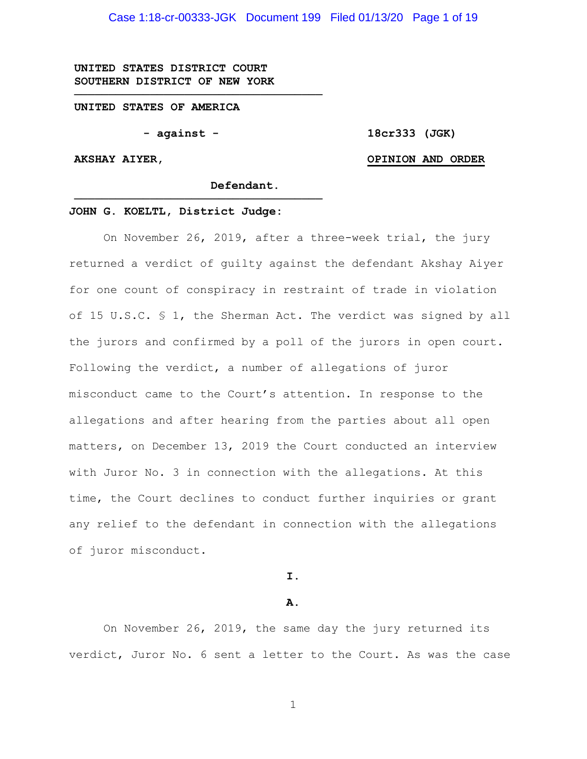**UNITED STATES DISTRICT COURT**
**SOUTHERN DISTRICT OF NEW YORK**

---

**UNITED STATES OF AMERICA**

**- against -** **18cr333 (JGK)**

**AKSHAY AIYER,** **<u>OPINION AND ORDER</u>**

**Defendant.**

---

**JOHN G. KOELTL, District Judge:**

On November 26, 2019, after a three-week trial, the jury returned a verdict of guilty against the defendant Akshay Aiyer for one count of conspiracy in restraint of trade in violation of 15 U.S.C. § 1, the Sherman Act. The verdict was signed by all the jurors and confirmed by a poll of the jurors in open court. Following the verdict, a number of allegations of juror misconduct came to the Court's attention. In response to the allegations and after hearing from the parties about all open matters, on December 13, 2019 the Court conducted an interview with Juror No. 3 in connection with the allegations. At this time, the Court declines to conduct further inquiries or grant any relief to the defendant in connection with the allegations of juror misconduct.

## I.

### A.

On November 26, 2019, the same day the jury returned its verdict, Juror No. 6 sent a letter to the Court. As was the case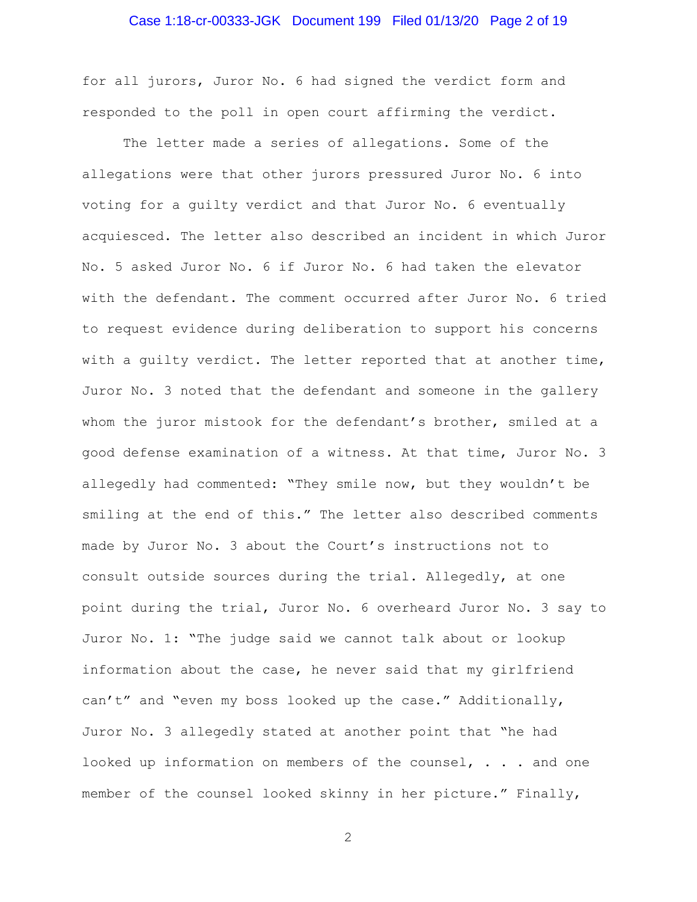for all jurors, Juror No. 6 had signed the verdict form and responded to the poll in open court affirming the verdict.

The letter made a series of allegations. Some of the allegations were that other jurors pressured Juror No. 6 into voting for a guilty verdict and that Juror No. 6 eventually acquiesced. The letter also described an incident in which Juror No. 5 asked Juror No. 6 if Juror No. 6 had taken the elevator with the defendant. The comment occurred after Juror No. 6 tried to request evidence during deliberation to support his concerns with a guilty verdict. The letter reported that at another time, Juror No. 3 noted that the defendant and someone in the gallery whom the juror mistook for the defendant's brother, smiled at a good defense examination of a witness. At that time, Juror No. 3 allegedly had commented: "They smile now, but they wouldn't be smiling at the end of this." The letter also described comments made by Juror No. 3 about the Court's instructions not to consult outside sources during the trial. Allegedly, at one point during the trial, Juror No. 6 overheard Juror No. 3 say to Juror No. 1: "The judge said we cannot talk about or lookup information about the case, he never said that my girlfriend can't" and "even my boss looked up the case." Additionally, Juror No. 3 allegedly stated at another point that "he had looked up information on members of the counsel, . . . and one member of the counsel looked skinny in her picture." Finally,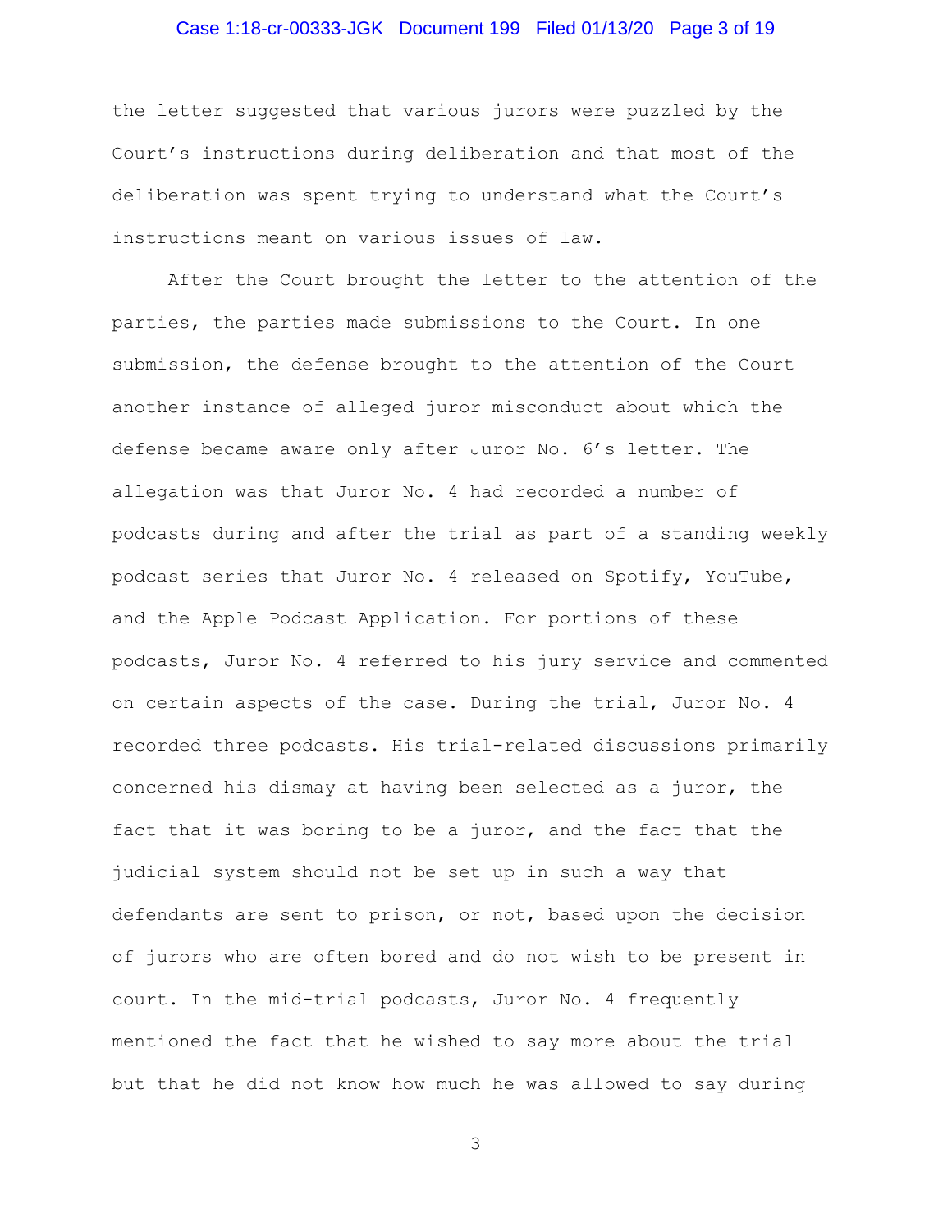the letter suggested that various jurors were puzzled by the Court's instructions during deliberation and that most of the deliberation was spent trying to understand what the Court's instructions meant on various issues of law.

After the Court brought the letter to the attention of the parties, the parties made submissions to the Court. In one submission, the defense brought to the attention of the Court another instance of alleged juror misconduct about which the defense became aware only after Juror No. 6's letter. The allegation was that Juror No. 4 had recorded a number of podcasts during and after the trial as part of a standing weekly podcast series that Juror No. 4 released on Spotify, YouTube, and the Apple Podcast Application. For portions of these podcasts, Juror No. 4 referred to his jury service and commented on certain aspects of the case. During the trial, Juror No. 4 recorded three podcasts. His trial-related discussions primarily concerned his dismay at having been selected as a juror, the fact that it was boring to be a juror, and the fact that the judicial system should not be set up in such a way that defendants are sent to prison, or not, based upon the decision of jurors who are often bored and do not wish to be present in court. In the mid-trial podcasts, Juror No. 4 frequently mentioned the fact that he wished to say more about the trial but that he did not know how much he was allowed to say during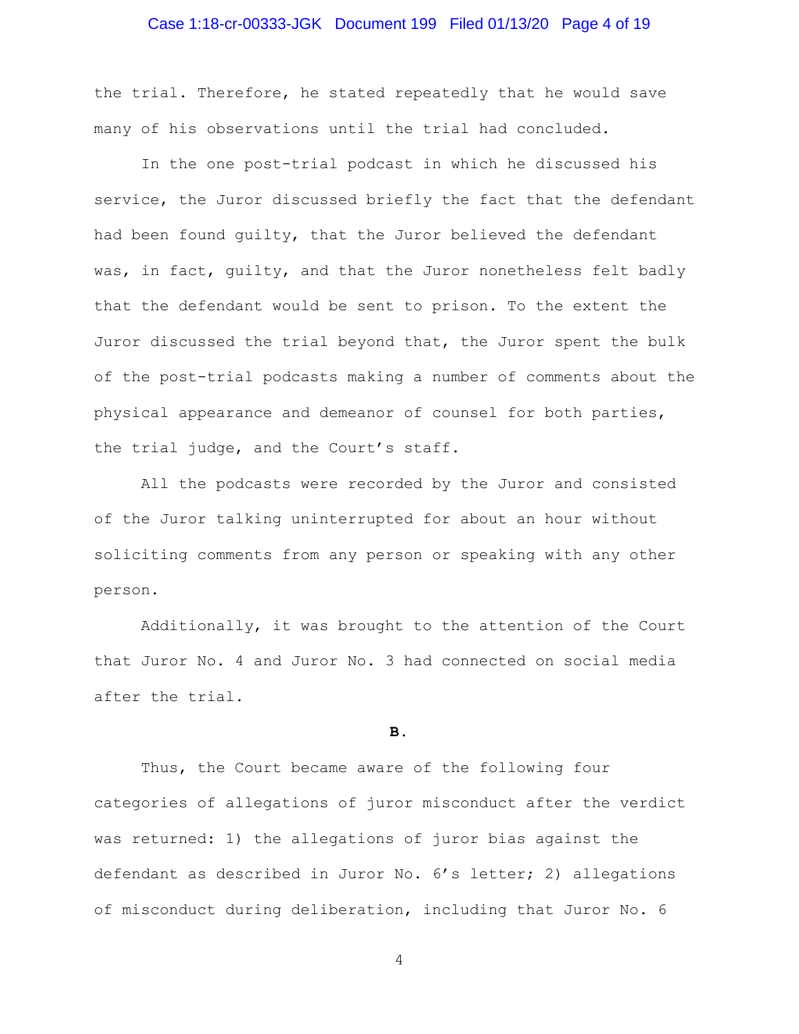the trial. Therefore, he stated repeatedly that he would save many of his observations until the trial had concluded.

In the one post-trial podcast in which he discussed his service, the Juror discussed briefly the fact that the defendant had been found guilty, that the Juror believed the defendant was, in fact, guilty, and that the Juror nonetheless felt badly that the defendant would be sent to prison. To the extent the Juror discussed the trial beyond that, the Juror spent the bulk of the post-trial podcasts making a number of comments about the physical appearance and demeanor of counsel for both parties, the trial judge, and the Court's staff.

All the podcasts were recorded by the Juror and consisted of the Juror talking uninterrupted for about an hour without soliciting comments from any person or speaking with any other person.

Additionally, it was brought to the attention of the Court that Juror No. 4 and Juror No. 3 had connected on social media after the trial.

**B.**

Thus, the Court became aware of the following four categories of allegations of juror misconduct after the verdict was returned: 1) the allegations of juror bias against the defendant as described in Juror No. 6's letter; 2) allegations of misconduct during deliberation, including that Juror No. 6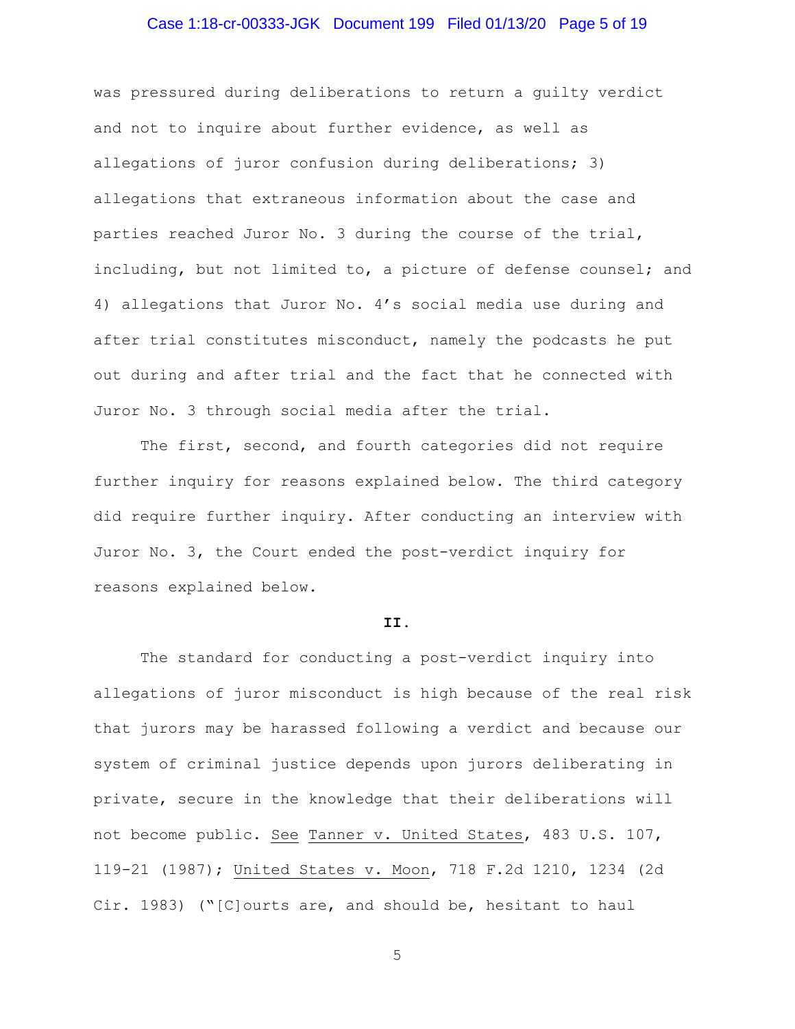was pressured during deliberations to return a guilty verdict and not to inquire about further evidence, as well as allegations of juror confusion during deliberations; 3) allegations that extraneous information about the case and parties reached Juror No. 3 during the course of the trial, including, but not limited to, a picture of defense counsel; and 4) allegations that Juror No. 4's social media use during and after trial constitutes misconduct, namely the podcasts he put out during and after trial and the fact that he connected with Juror No. 3 through social media after the trial.

The first, second, and fourth categories did not require further inquiry for reasons explained below. The third category did require further inquiry. After conducting an interview with Juror No. 3, the Court ended the post-verdict inquiry for reasons explained below.

**II.**

The standard for conducting a post-verdict inquiry into allegations of juror misconduct is high because of the real risk that jurors may be harassed following a verdict and because our system of criminal justice depends upon jurors deliberating in private, secure in the knowledge that their deliberations will not become public. See Tanner v. United States, 483 U.S. 107, 119-21 (1987); United States v. Moon, 718 F.2d 1210, 1234 (2d Cir. 1983) ("[C]ourts are, and should be, hesitant to haul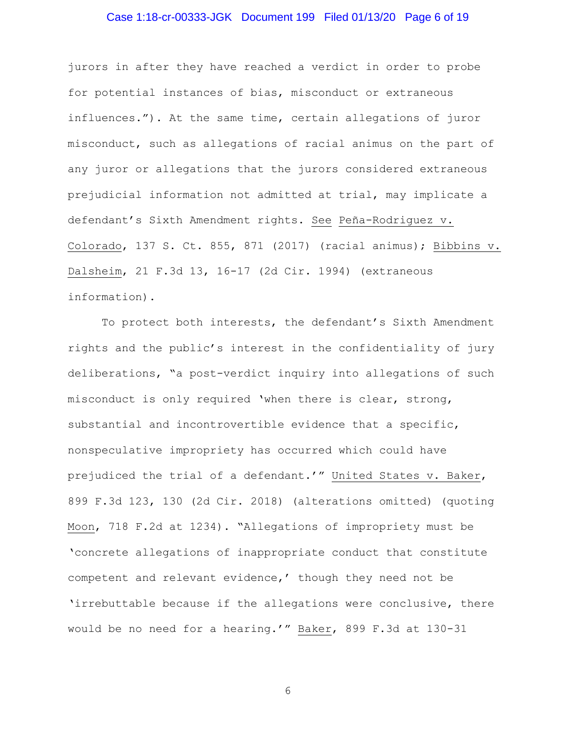jurors in after they have reached a verdict in order to probe for potential instances of bias, misconduct or extraneous influences."). At the same time, certain allegations of juror misconduct, such as allegations of racial animus on the part of any juror or allegations that the jurors considered extraneous prejudicial information not admitted at trial, may implicate a defendant's Sixth Amendment rights. See Peña-Rodriguez v. Colorado, 137 S. Ct. 855, 871 (2017) (racial animus); Bibbins v. Dalsheim, 21 F.3d 13, 16-17 (2d Cir. 1994) (extraneous information).

To protect both interests, the defendant's Sixth Amendment rights and the public's interest in the confidentiality of jury deliberations, "a post-verdict inquiry into allegations of such misconduct is only required 'when there is clear, strong, substantial and incontrovertible evidence that a specific, nonspeculative impropriety has occurred which could have prejudiced the trial of a defendant.'" United States v. Baker, 899 F.3d 123, 130 (2d Cir. 2018) (alterations omitted) (quoting Moon, 718 F.2d at 1234). "Allegations of impropriety must be 'concrete allegations of inappropriate conduct that constitute competent and relevant evidence,' though they need not be 'irrebuttable because if the allegations were conclusive, there would be no need for a hearing.'" Baker, 899 F.3d at 130-31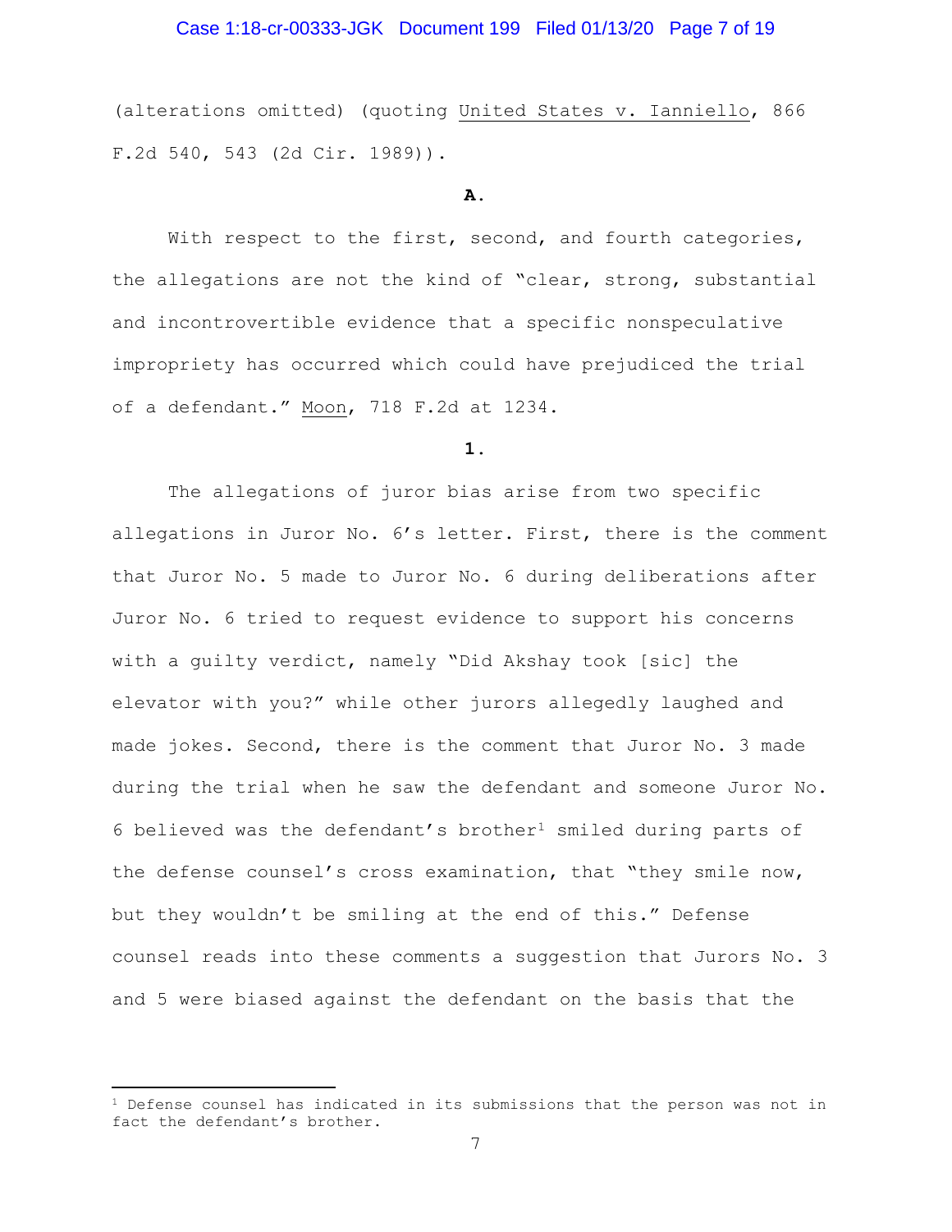(alterations omitted) (quoting United States v. Ianniello, 866 F.2d 540, 543 (2d Cir. 1989)).

**A.**

With respect to the first, second, and fourth categories, the allegations are not the kind of "clear, strong, substantial and incontrovertible evidence that a specific nonspeculative impropriety has occurred which could have prejudiced the trial of a defendant." Moon, 718 F.2d at 1234.

**1.**

The allegations of juror bias arise from two specific allegations in Juror No. 6's letter. First, there is the comment that Juror No. 5 made to Juror No. 6 during deliberations after Juror No. 6 tried to request evidence to support his concerns with a guilty verdict, namely "Did Akshay took [sic] the elevator with you?" while other jurors allegedly laughed and made jokes. Second, there is the comment that Juror No. 3 made during the trial when he saw the defendant and someone Juror No. 6 believed was the defendant's brother[1] smiled during parts of the defense counsel's cross examination, that "they smile now, but they wouldn't be smiling at the end of this." Defense counsel reads into these comments a suggestion that Jurors No. 3 and 5 were biased against the defendant on the basis that the

[1] Defense counsel has indicated in its submissions that the person was not in fact the defendant's brother.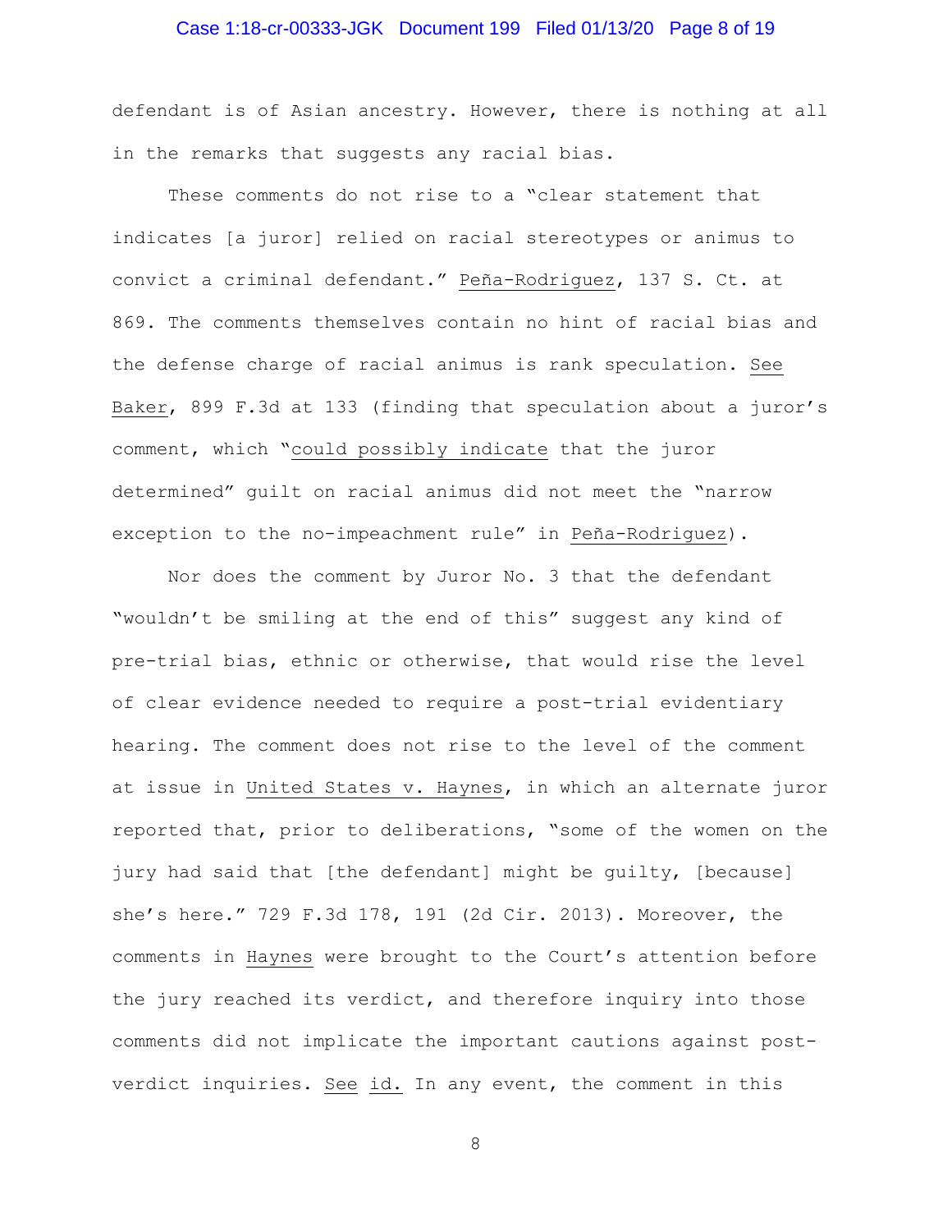defendant is of Asian ancestry. However, there is nothing at all in the remarks that suggests any racial bias.

These comments do not rise to a "clear statement that indicates [a juror] relied on racial stereotypes or animus to convict a criminal defendant." Peña-Rodriguez, 137 S. Ct. at 869. The comments themselves contain no hint of racial bias and the defense charge of racial animus is rank speculation. See Baker, 899 F.3d at 133 (finding that speculation about a juror's comment, which "could possibly indicate that the juror determined" guilt on racial animus did not meet the "narrow exception to the no-impeachment rule" in Peña-Rodriguez).

Nor does the comment by Juror No. 3 that the defendant "wouldn't be smiling at the end of this" suggest any kind of pre-trial bias, ethnic or otherwise, that would rise the level of clear evidence needed to require a post-trial evidentiary hearing. The comment does not rise to the level of the comment at issue in United States v. Haynes, in which an alternate juror reported that, prior to deliberations, "some of the women on the jury had said that [the defendant] might be guilty, [because] she's here." 729 F.3d 178, 191 (2d Cir. 2013). Moreover, the comments in Haynes were brought to the Court's attention before the jury reached its verdict, and therefore inquiry into those comments did not implicate the important cautions against post-verdict inquiries. See id. In any event, the comment in this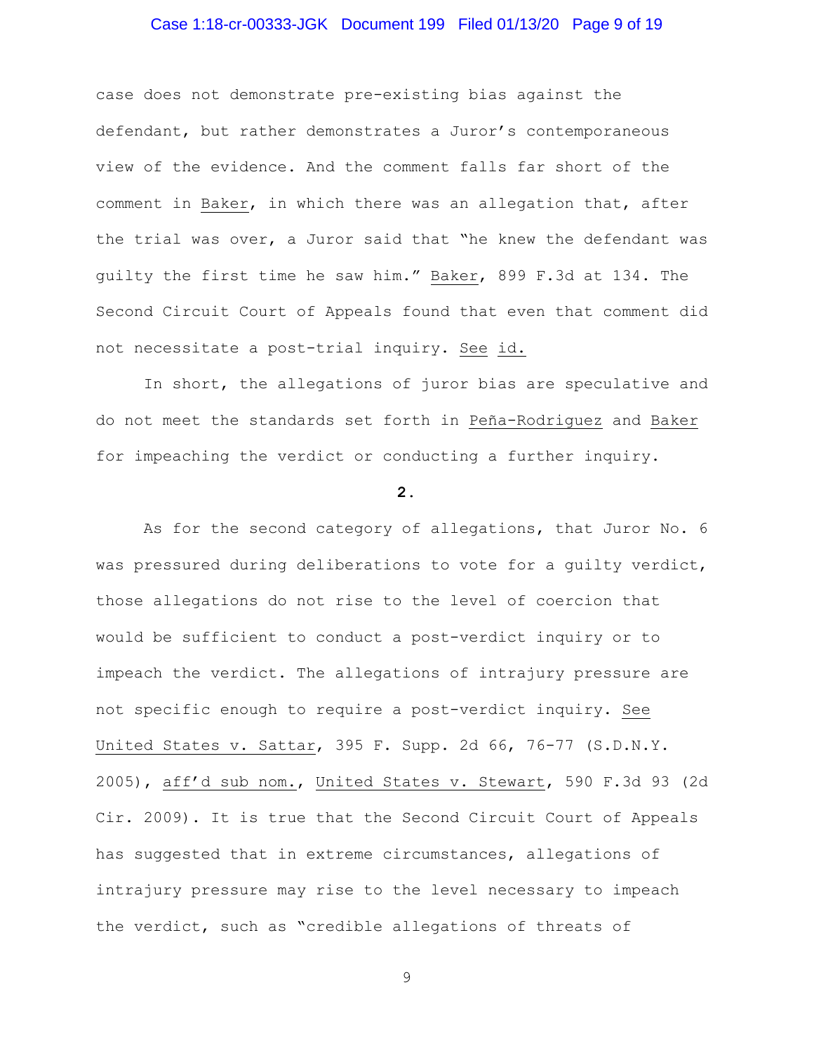case does not demonstrate pre-existing bias against the defendant, but rather demonstrates a Juror's contemporaneous view of the evidence. And the comment falls far short of the comment in Baker, in which there was an allegation that, after the trial was over, a Juror said that "he knew the defendant was guilty the first time he saw him." Baker, 899 F.3d at 134. The Second Circuit Court of Appeals found that even that comment did not necessitate a post-trial inquiry. See id.

In short, the allegations of juror bias are speculative and do not meet the standards set forth in Peña-Rodriguez and Baker for impeaching the verdict or conducting a further inquiry.

**2.**

As for the second category of allegations, that Juror No. 6 was pressured during deliberations to vote for a guilty verdict, those allegations do not rise to the level of coercion that would be sufficient to conduct a post-verdict inquiry or to impeach the verdict. The allegations of intrajury pressure are not specific enough to require a post-verdict inquiry. See United States v. Sattar, 395 F. Supp. 2d 66, 76-77 (S.D.N.Y. 2005), aff'd sub nom., United States v. Stewart, 590 F.3d 93 (2d Cir. 2009). It is true that the Second Circuit Court of Appeals has suggested that in extreme circumstances, allegations of intrajury pressure may rise to the level necessary to impeach the verdict, such as "credible allegations of threats of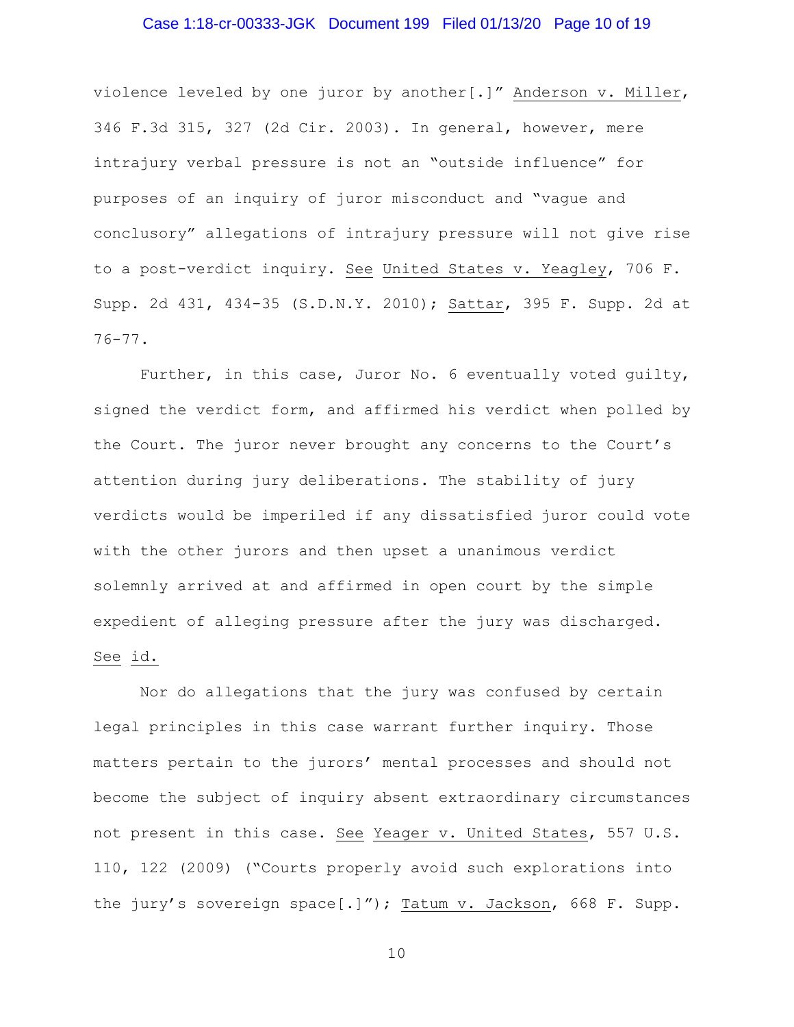violence leveled by one juror by another[.]" Anderson v. Miller, 346 F.3d 315, 327 (2d Cir. 2003). In general, however, mere intrajury verbal pressure is not an "outside influence" for purposes of an inquiry of juror misconduct and "vague and conclusory" allegations of intrajury pressure will not give rise to a post-verdict inquiry. See United States v. Yeagley, 706 F. Supp. 2d 431, 434-35 (S.D.N.Y. 2010); Sattar, 395 F. Supp. 2d at 76-77.

Further, in this case, Juror No. 6 eventually voted guilty, signed the verdict form, and affirmed his verdict when polled by the Court. The juror never brought any concerns to the Court's attention during jury deliberations. The stability of jury verdicts would be imperiled if any dissatisfied juror could vote with the other jurors and then upset a unanimous verdict solemnly arrived at and affirmed in open court by the simple expedient of alleging pressure after the jury was discharged. See id.

Nor do allegations that the jury was confused by certain legal principles in this case warrant further inquiry. Those matters pertain to the jurors' mental processes and should not become the subject of inquiry absent extraordinary circumstances not present in this case. See Yeager v. United States, 557 U.S. 110, 122 (2009) ("Courts properly avoid such explorations into the jury's sovereign space[.]"); Tatum v. Jackson, 668 F. Supp.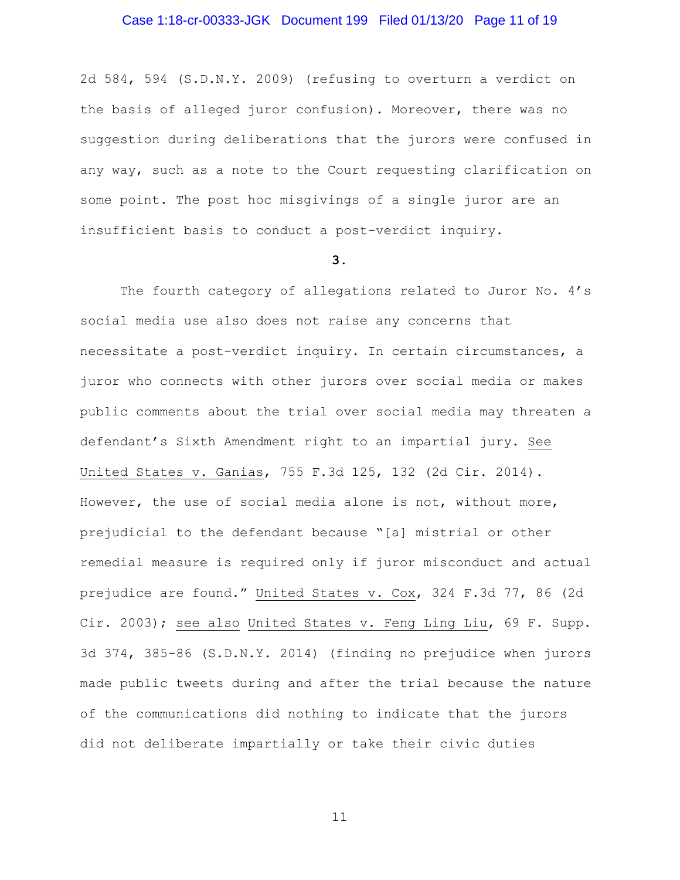2d 584, 594 (S.D.N.Y. 2009) (refusing to overturn a verdict on the basis of alleged juror confusion). Moreover, there was no suggestion during deliberations that the jurors were confused in any way, such as a note to the Court requesting clarification on some point. The post hoc misgivings of a single juror are an insufficient basis to conduct a post-verdict inquiry.

**3.**

The fourth category of allegations related to Juror No. 4's social media use also does not raise any concerns that necessitate a post-verdict inquiry. In certain circumstances, a juror who connects with other jurors over social media or makes public comments about the trial over social media may threaten a defendant's Sixth Amendment right to an impartial jury. See United States v. Ganias, 755 F.3d 125, 132 (2d Cir. 2014). However, the use of social media alone is not, without more, prejudicial to the defendant because "[a] mistrial or other remedial measure is required only if juror misconduct and actual prejudice are found." United States v. Cox, 324 F.3d 77, 86 (2d Cir. 2003); see also United States v. Feng Ling Liu, 69 F. Supp. 3d 374, 385-86 (S.D.N.Y. 2014) (finding no prejudice when jurors made public tweets during and after the trial because the nature of the communications did nothing to indicate that the jurors did not deliberate impartially or take their civic duties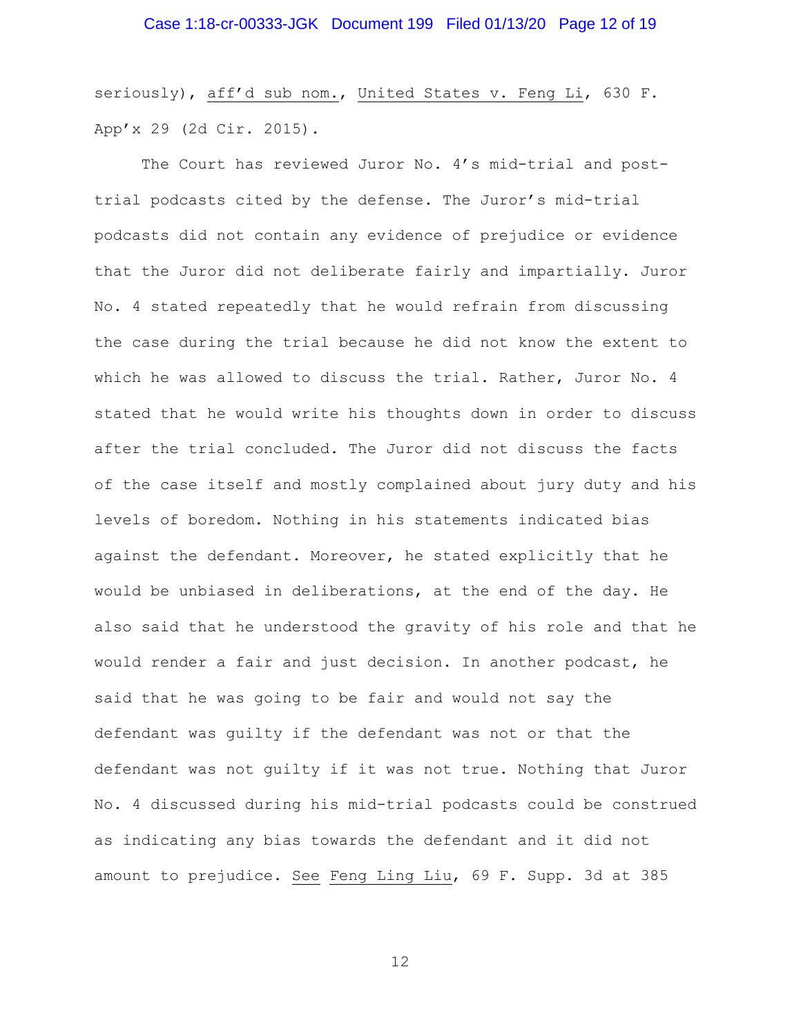seriously), aff'd sub nom., United States v. Feng Li, 630 F. App'x 29 (2d Cir. 2015).

The Court has reviewed Juror No. 4's mid-trial and post-trial podcasts cited by the defense. The Juror's mid-trial podcasts did not contain any evidence of prejudice or evidence that the Juror did not deliberate fairly and impartially. Juror No. 4 stated repeatedly that he would refrain from discussing the case during the trial because he did not know the extent to which he was allowed to discuss the trial. Rather, Juror No. 4 stated that he would write his thoughts down in order to discuss after the trial concluded. The Juror did not discuss the facts of the case itself and mostly complained about jury duty and his levels of boredom. Nothing in his statements indicated bias against the defendant. Moreover, he stated explicitly that he would be unbiased in deliberations, at the end of the day. He also said that he understood the gravity of his role and that he would render a fair and just decision. In another podcast, he said that he was going to be fair and would not say the defendant was guilty if the defendant was not or that the defendant was not guilty if it was not true. Nothing that Juror No. 4 discussed during his mid-trial podcasts could be construed as indicating any bias towards the defendant and it did not amount to prejudice. See Feng Ling Liu, 69 F. Supp. 3d at 385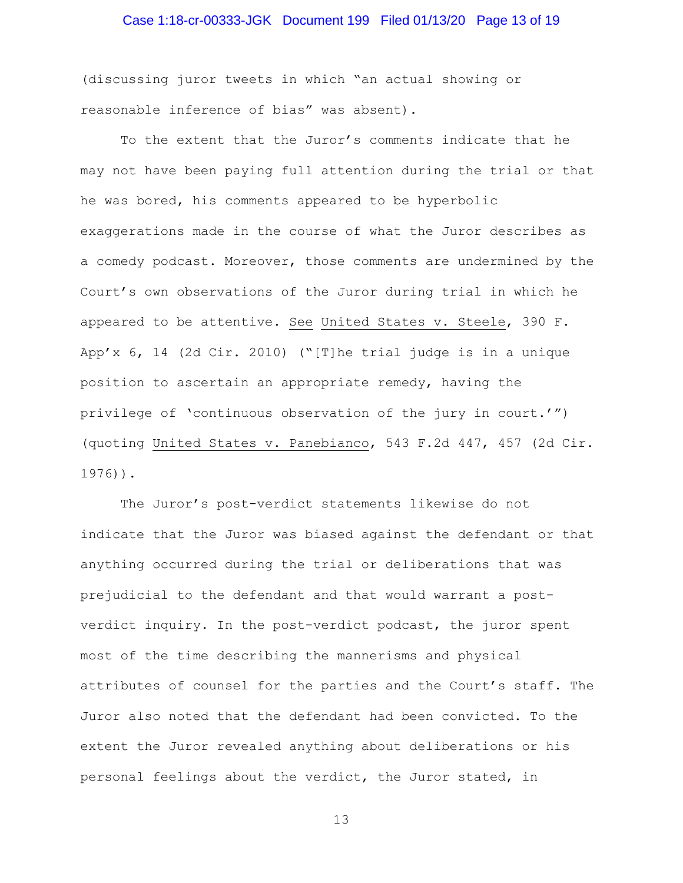(discussing juror tweets in which "an actual showing or reasonable inference of bias" was absent).

To the extent that the Juror's comments indicate that he may not have been paying full attention during the trial or that he was bored, his comments appeared to be hyperbolic exaggerations made in the course of what the Juror describes as a comedy podcast. Moreover, those comments are undermined by the Court's own observations of the Juror during trial in which he appeared to be attentive. See United States v. Steele, 390 F. App'x 6, 14 (2d Cir. 2010) ("[T]he trial judge is in a unique position to ascertain an appropriate remedy, having the privilege of 'continuous observation of the jury in court.'") (quoting United States v. Panebianco, 543 F.2d 447, 457 (2d Cir. 1976)).

The Juror's post-verdict statements likewise do not indicate that the Juror was biased against the defendant or that anything occurred during the trial or deliberations that was prejudicial to the defendant and that would warrant a post-verdict inquiry. In the post-verdict podcast, the juror spent most of the time describing the mannerisms and physical attributes of counsel for the parties and the Court's staff. The Juror also noted that the defendant had been convicted. To the extent the Juror revealed anything about deliberations or his personal feelings about the verdict, the Juror stated, in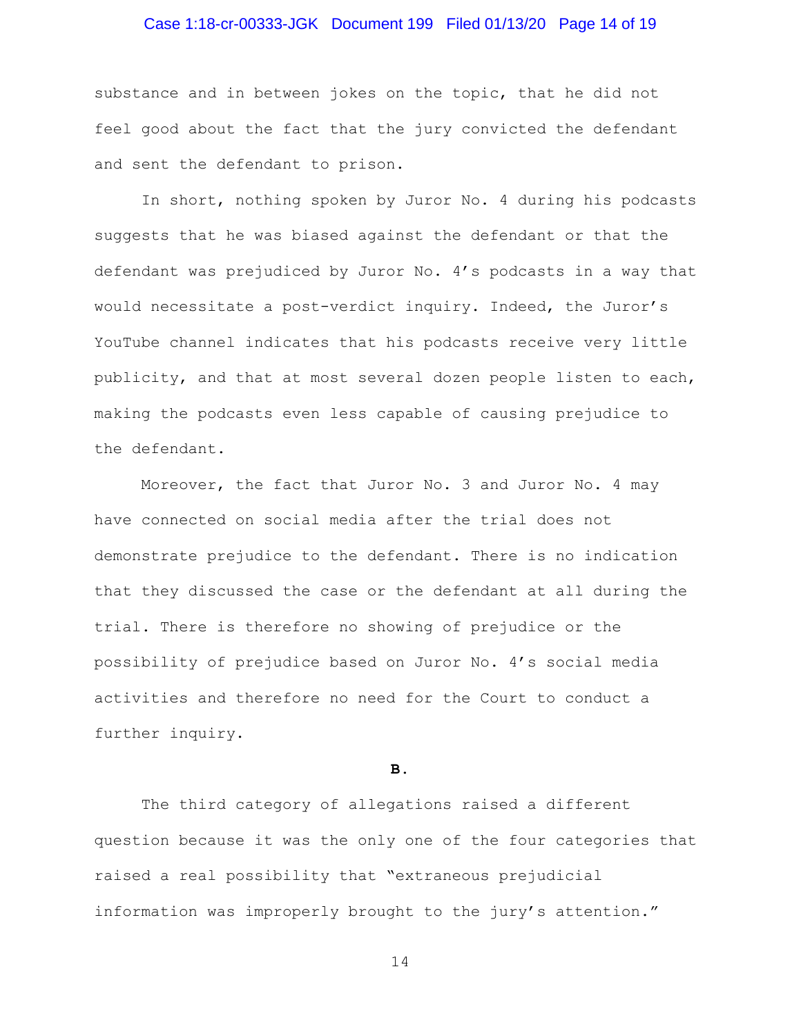substance and in between jokes on the topic, that he did not feel good about the fact that the jury convicted the defendant and sent the defendant to prison.

In short, nothing spoken by Juror No. 4 during his podcasts suggests that he was biased against the defendant or that the defendant was prejudiced by Juror No. 4's podcasts in a way that would necessitate a post-verdict inquiry. Indeed, the Juror's YouTube channel indicates that his podcasts receive very little publicity, and that at most several dozen people listen to each, making the podcasts even less capable of causing prejudice to the defendant.

Moreover, the fact that Juror No. 3 and Juror No. 4 may have connected on social media after the trial does not demonstrate prejudice to the defendant. There is no indication that they discussed the case or the defendant at all during the trial. There is therefore no showing of prejudice or the possibility of prejudice based on Juror No. 4's social media activities and therefore no need for the Court to conduct a further inquiry.

**B.**

The third category of allegations raised a different question because it was the only one of the four categories that raised a real possibility that "extraneous prejudicial information was improperly brought to the jury's attention."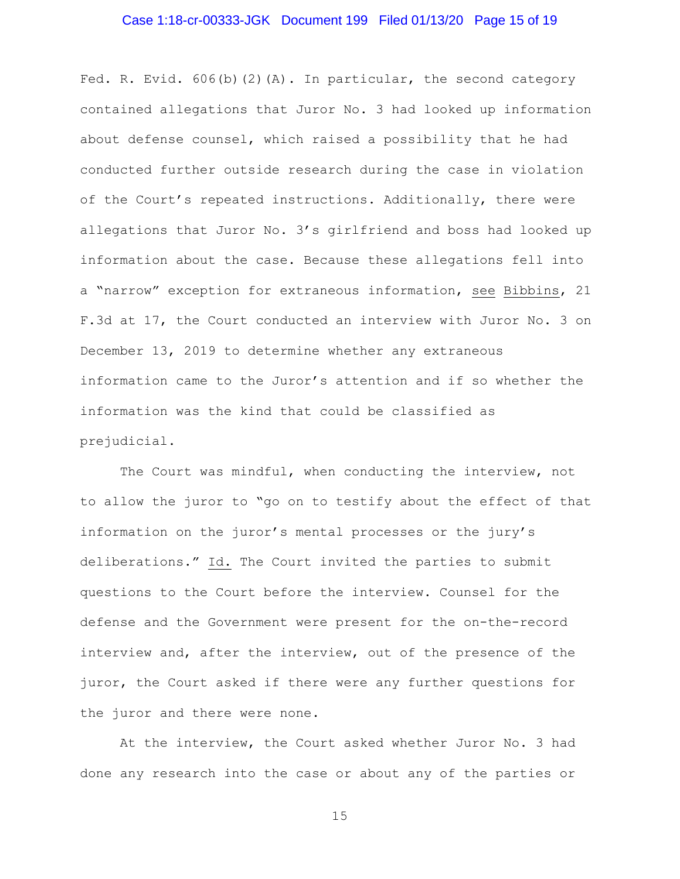Fed. R. Evid. 606(b)(2)(A). In particular, the second category contained allegations that Juror No. 3 had looked up information about defense counsel, which raised a possibility that he had conducted further outside research during the case in violation of the Court's repeated instructions. Additionally, there were allegations that Juror No. 3's girlfriend and boss had looked up information about the case. Because these allegations fell into a "narrow" exception for extraneous information, see Bibbins, 21 F.3d at 17, the Court conducted an interview with Juror No. 3 on December 13, 2019 to determine whether any extraneous information came to the Juror's attention and if so whether the information was the kind that could be classified as prejudicial.

The Court was mindful, when conducting the interview, not to allow the juror to "go on to testify about the effect of that information on the juror's mental processes or the jury's deliberations." Id. The Court invited the parties to submit questions to the Court before the interview. Counsel for the defense and the Government were present for the on-the-record interview and, after the interview, out of the presence of the juror, the Court asked if there were any further questions for the juror and there were none.

At the interview, the Court asked whether Juror No. 3 had done any research into the case or about any of the parties or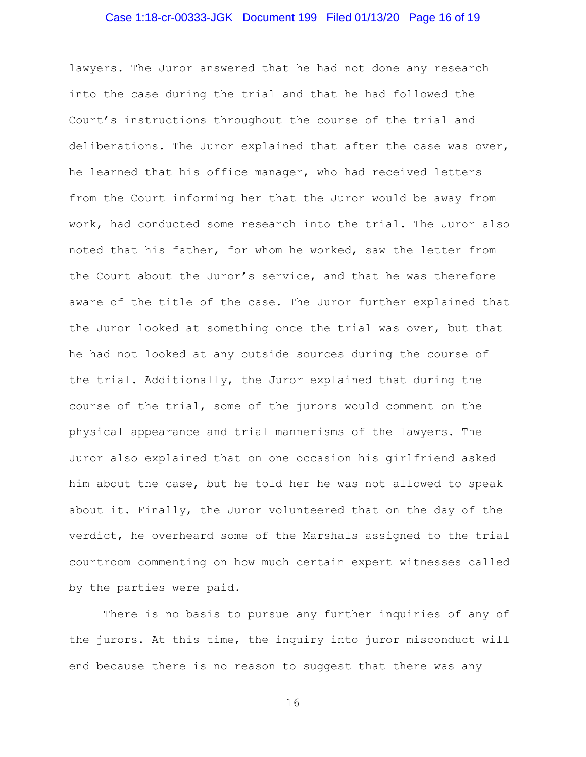lawyers. The Juror answered that he had not done any research into the case during the trial and that he had followed the Court's instructions throughout the course of the trial and deliberations. The Juror explained that after the case was over, he learned that his office manager, who had received letters from the Court informing her that the Juror would be away from work, had conducted some research into the trial. The Juror also noted that his father, for whom he worked, saw the letter from the Court about the Juror's service, and that he was therefore aware of the title of the case. The Juror further explained that the Juror looked at something once the trial was over, but that he had not looked at any outside sources during the course of the trial. Additionally, the Juror explained that during the course of the trial, some of the jurors would comment on the physical appearance and trial mannerisms of the lawyers. The Juror also explained that on one occasion his girlfriend asked him about the case, but he told her he was not allowed to speak about it. Finally, the Juror volunteered that on the day of the verdict, he overheard some of the Marshals assigned to the trial courtroom commenting on how much certain expert witnesses called by the parties were paid.

There is no basis to pursue any further inquiries of any of the jurors. At this time, the inquiry into juror misconduct will end because there is no reason to suggest that there was any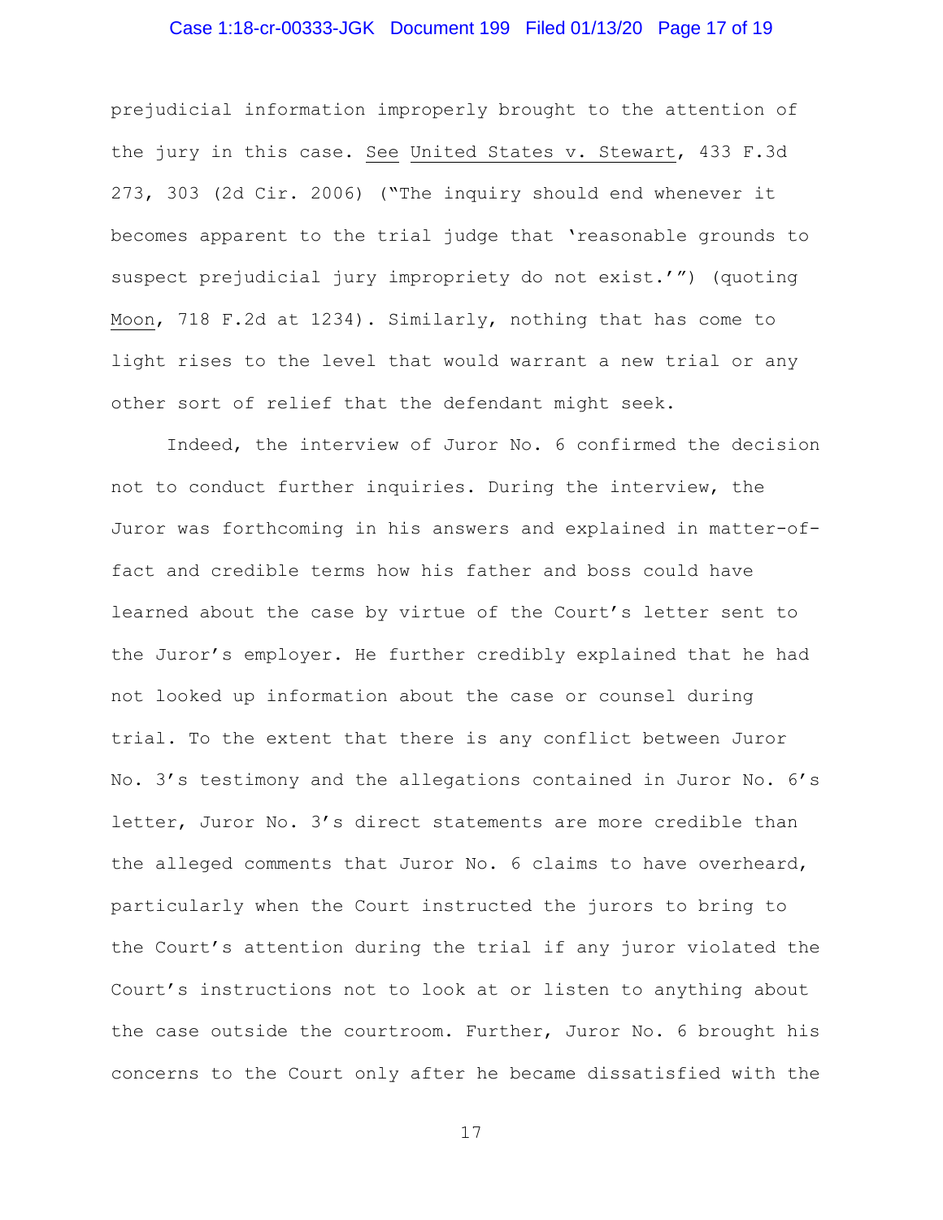prejudicial information improperly brought to the attention of the jury in this case. See United States v. Stewart, 433 F.3d 273, 303 (2d Cir. 2006) ("The inquiry should end whenever it becomes apparent to the trial judge that 'reasonable grounds to suspect prejudicial jury impropriety do not exist.'") (quoting Moon, 718 F.2d at 1234). Similarly, nothing that has come to light rises to the level that would warrant a new trial or any other sort of relief that the defendant might seek.

Indeed, the interview of Juror No. 6 confirmed the decision not to conduct further inquiries. During the interview, the Juror was forthcoming in his answers and explained in matter-of-fact and credible terms how his father and boss could have learned about the case by virtue of the Court's letter sent to the Juror's employer. He further credibly explained that he had not looked up information about the case or counsel during trial. To the extent that there is any conflict between Juror No. 3's testimony and the allegations contained in Juror No. 6's letter, Juror No. 3's direct statements are more credible than the alleged comments that Juror No. 6 claims to have overheard, particularly when the Court instructed the jurors to bring to the Court's attention during the trial if any juror violated the Court's instructions not to look at or listen to anything about the case outside the courtroom. Further, Juror No. 6 brought his concerns to the Court only after he became dissatisfied with the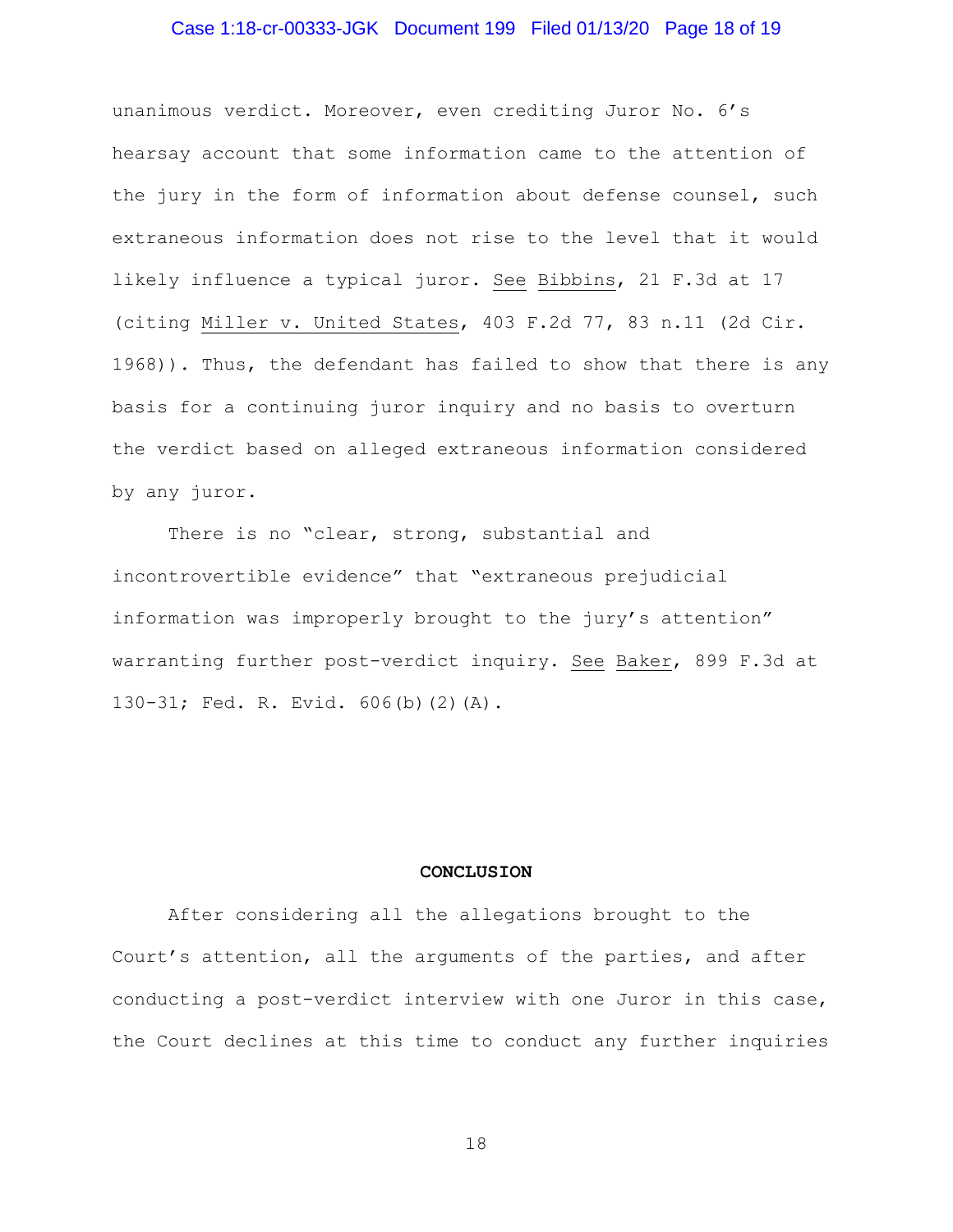unanimous verdict. Moreover, even crediting Juror No. 6's hearsay account that some information came to the attention of the jury in the form of information about defense counsel, such extraneous information does not rise to the level that it would likely influence a typical juror. See Bibbins, 21 F.3d at 17 (citing Miller v. United States, 403 F.2d 77, 83 n.11 (2d Cir. 1968)). Thus, the defendant has failed to show that there is any basis for a continuing juror inquiry and no basis to overturn the verdict based on alleged extraneous information considered by any juror.

There is no "clear, strong, substantial and incontrovertible evidence" that "extraneous prejudicial information was improperly brought to the jury's attention" warranting further post-verdict inquiry. See Baker, 899 F.3d at 130-31; Fed. R. Evid. 606(b)(2)(A).

**CONCLUSION**

After considering all the allegations brought to the Court's attention, all the arguments of the parties, and after conducting a post-verdict interview with one Juror in this case, the Court declines at this time to conduct any further inquiries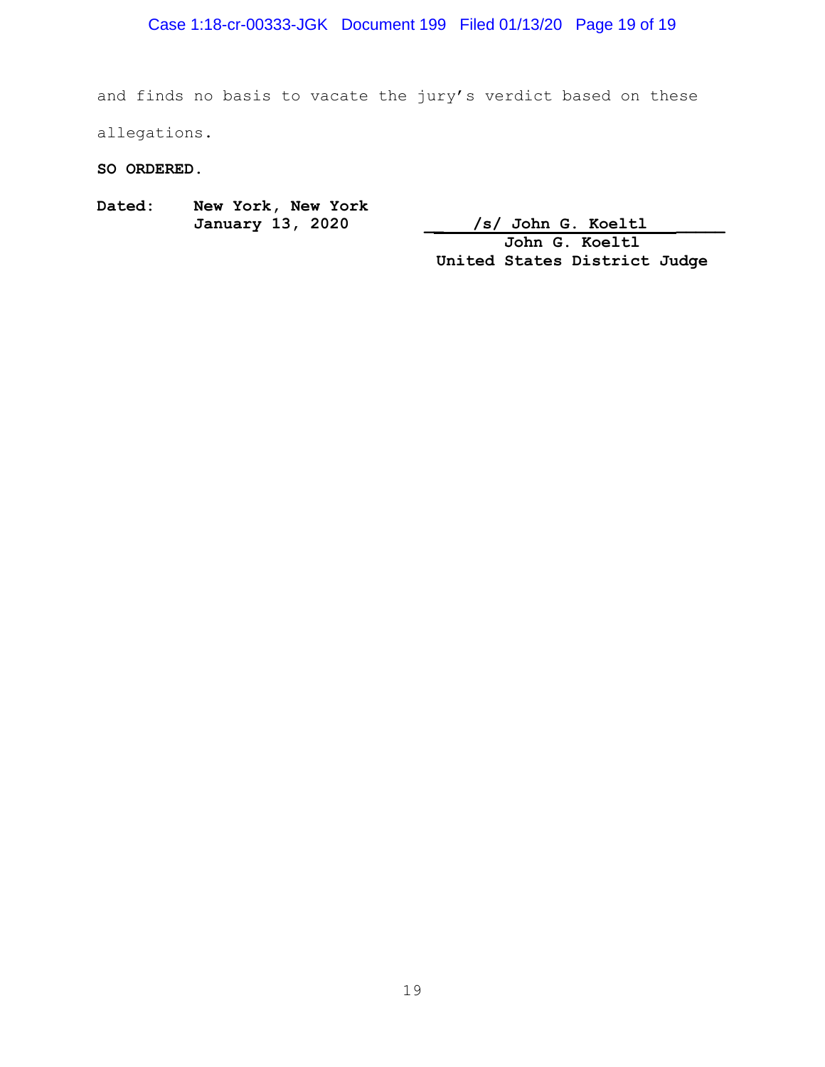and finds no basis to vacate the jury's verdict based on these allegations.

**SO ORDERED.**

**Dated: New York, New York**
**January 13, 2020**

**/s/ John G. Koeltl**
**John G. Koeltl**
**United States District Judge**